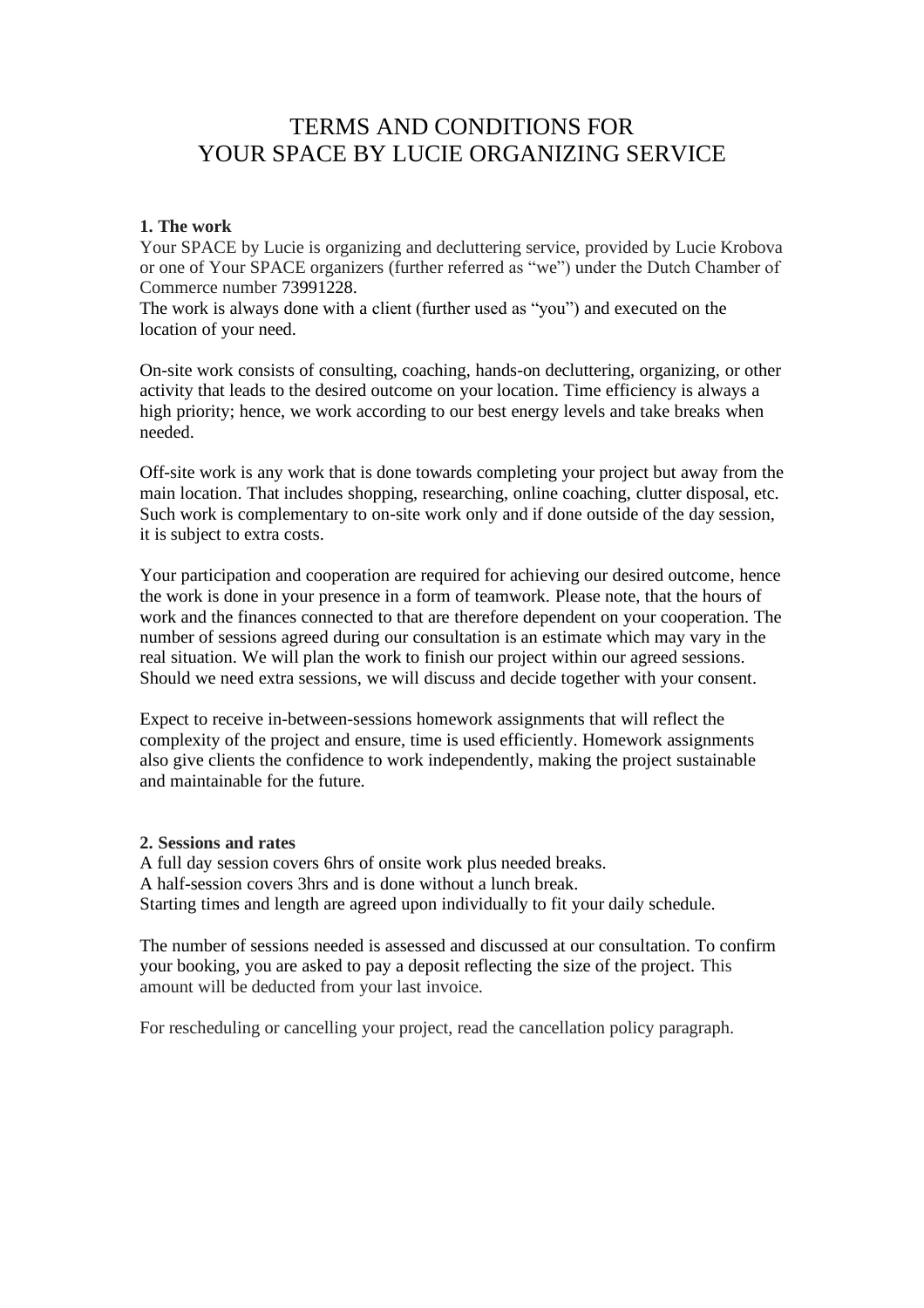# TERMS AND CONDITIONS FOR YOUR SPACE BY LUCIE ORGANIZING SERVICE

**1. The work**

Your SPACE by Lucie is organizing and decluttering service, provided by Lucie Krobova or one of Your SPACE organizers (further referred as "we") under the Dutch Chamber of Commerce number 73991228.
The work is always done with a client (further used as "you") and executed on the location of your need.

On-site work consists of consulting, coaching, hands-on decluttering, organizing, or other activity that leads to the desired outcome on your location. Time efficiency is always a high priority; hence, we work according to our best energy levels and take breaks when needed.

Off-site work is any work that is done towards completing your project but away from the main location. That includes shopping, researching, online coaching, clutter disposal, etc. Such work is complementary to on-site work only and if done outside of the day session, it is subject to extra costs.

Your participation and cooperation are required for achieving our desired outcome, hence the work is done in your presence in a form of teamwork. Please note, that the hours of work and the finances connected to that are therefore dependent on your cooperation. The number of sessions agreed during our consultation is an estimate which may vary in the real situation. We will plan the work to finish our project within our agreed sessions. Should we need extra sessions, we will discuss and decide together with your consent.

Expect to receive in-between-sessions homework assignments that will reflect the complexity of the project and ensure, time is used efficiently. Homework assignments also give clients the confidence to work independently, making the project sustainable and maintainable for the future.

**2. Sessions and rates**

A full day session covers 6hrs of onsite work plus needed breaks.
A half-session covers 3hrs and is done without a lunch break.
Starting times and length are agreed upon individually to fit your daily schedule.

The number of sessions needed is assessed and discussed at our consultation. To confirm your booking, you are asked to pay a deposit reflecting the size of the project. This amount will be deducted from your last invoice.

For rescheduling or cancelling your project, read the cancellation policy paragraph.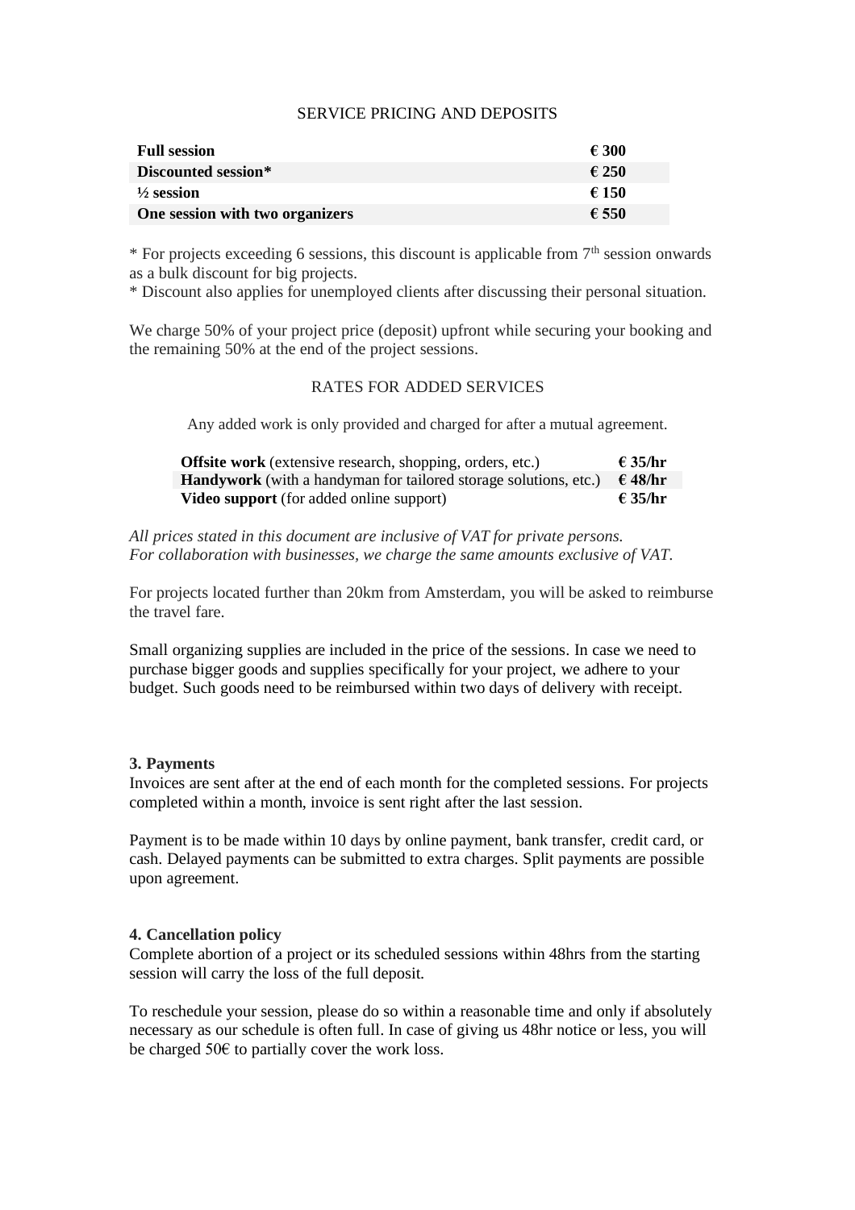## SERVICE PRICING AND DEPOSITS

| | |
|---|---|
| **Full session** | **€ 300** |
| **Discounted session*** | **€ 250** |
| **½ session** | **€ 150** |
| **One session with two organizers** | **€ 550** |

* For projects exceeding 6 sessions, this discount is applicable from 7th session onwards as a bulk discount for big projects.
* Discount also applies for unemployed clients after discussing their personal situation.

We charge 50% of your project price (deposit) upfront while securing your booking and the remaining 50% at the end of the project sessions.

## RATES FOR ADDED SERVICES

Any added work is only provided and charged for after a mutual agreement.

| | |
|---|---|
| **Offsite work** (extensive research, shopping, orders, etc.) | **€ 35/hr** |
| **Handywork** (with a handyman for tailored storage solutions, etc.) | **€ 48/hr** |
| **Video support** (for added online support) | **€ 35/hr** |

*All prices stated in this document are inclusive of VAT for private persons.*
*For collaboration with businesses, we charge the same amounts exclusive of VAT.*

For projects located further than 20km from Amsterdam, you will be asked to reimburse the travel fare.

Small organizing supplies are included in the price of the sessions. In case we need to purchase bigger goods and supplies specifically for your project, we adhere to your budget. Such goods need to be reimbursed within two days of delivery with receipt.

### 3. Payments

Invoices are sent after at the end of each month for the completed sessions. For projects completed within a month, invoice is sent right after the last session.

Payment is to be made within 10 days by online payment, bank transfer, credit card, or cash. Delayed payments can be submitted to extra charges. Split payments are possible upon agreement.

### 4. Cancellation policy

Complete abortion of a project or its scheduled sessions within 48hrs from the starting session will carry the loss of the full deposit.

To reschedule your session, please do so within a reasonable time and only if absolutely necessary as our schedule is often full. In case of giving us 48hr notice or less, you will be charged 50€ to partially cover the work loss.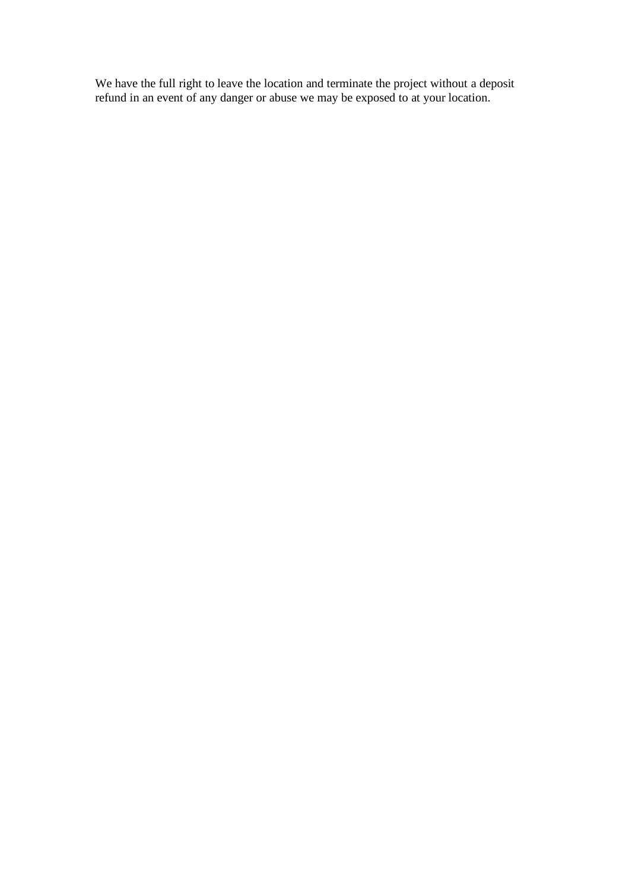We have the full right to leave the location and terminate the project without a deposit refund in an event of any danger or abuse we may be exposed to at your location.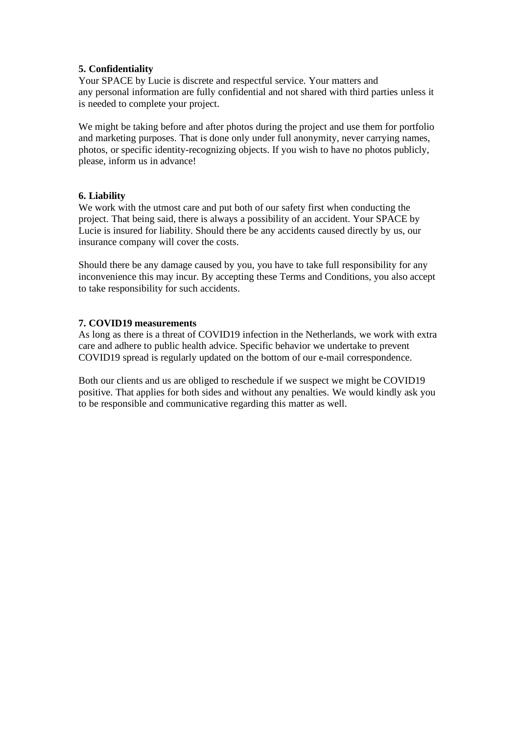**5. Confidentiality**

Your SPACE by Lucie is discrete and respectful service. Your matters and any personal information are fully confidential and not shared with third parties unless it is needed to complete your project.

We might be taking before and after photos during the project and use them for portfolio and marketing purposes. That is done only under full anonymity, never carrying names, photos, or specific identity-recognizing objects. If you wish to have no photos publicly, please, inform us in advance!

**6. Liability**

We work with the utmost care and put both of our safety first when conducting the project. That being said, there is always a possibility of an accident. Your SPACE by Lucie is insured for liability. Should there be any accidents caused directly by us, our insurance company will cover the costs.

Should there be any damage caused by you, you have to take full responsibility for any inconvenience this may incur. By accepting these Terms and Conditions, you also accept to take responsibility for such accidents.

**7. COVID19 measurements**

As long as there is a threat of COVID19 infection in the Netherlands, we work with extra care and adhere to public health advice. Specific behavior we undertake to prevent COVID19 spread is regularly updated on the bottom of our e-mail correspondence.

Both our clients and us are obliged to reschedule if we suspect we might be COVID19 positive. That applies for both sides and without any penalties. We would kindly ask you to be responsible and communicative regarding this matter as well.